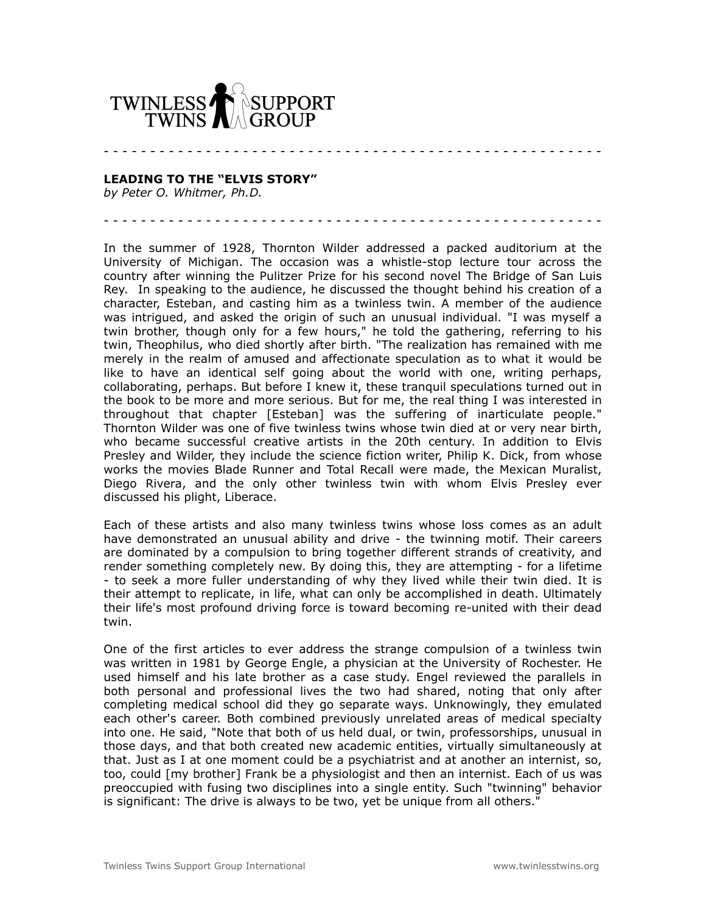TWINLESS TWINS SUPPORT GROUP

- - - - - - - - - - - - - - - - - - - - - - - - - - - - - - - - - - - - - - - - - - - - - - - - - - - -

**LEADING TO THE "ELVIS STORY"**
*by Peter O. Whitmer, Ph.D.*

- - - - - - - - - - - - - - - - - - - - - - - - - - - - - - - - - - - - - - - - - - - - - - - - - - - -

In the summer of 1928, Thornton Wilder addressed a packed auditorium at the University of Michigan. The occasion was a whistle-stop lecture tour across the country after winning the Pulitzer Prize for his second novel The Bridge of San Luis Rey. In speaking to the audience, he discussed the thought behind his creation of a character, Esteban, and casting him as a twinless twin. A member of the audience was intrigued, and asked the origin of such an unusual individual. "I was myself a twin brother, though only for a few hours," he told the gathering, referring to his twin, Theophilus, who died shortly after birth. "The realization has remained with me merely in the realm of amused and affectionate speculation as to what it would be like to have an identical self going about the world with one, writing perhaps, collaborating, perhaps. But before I knew it, these tranquil speculations turned out in the book to be more and more serious. But for me, the real thing I was interested in throughout that chapter [Esteban] was the suffering of inarticulate people." Thornton Wilder was one of five twinless twins whose twin died at or very near birth, who became successful creative artists in the 20th century. In addition to Elvis Presley and Wilder, they include the science fiction writer, Philip K. Dick, from whose works the movies Blade Runner and Total Recall were made, the Mexican Muralist, Diego Rivera, and the only other twinless twin with whom Elvis Presley ever discussed his plight, Liberace.

Each of these artists and also many twinless twins whose loss comes as an adult have demonstrated an unusual ability and drive - the twinning motif. Their careers are dominated by a compulsion to bring together different strands of creativity, and render something completely new. By doing this, they are attempting - for a lifetime - to seek a more fuller understanding of why they lived while their twin died. It is their attempt to replicate, in life, what can only be accomplished in death. Ultimately their life's most profound driving force is toward becoming re-united with their dead twin.

One of the first articles to ever address the strange compulsion of a twinless twin was written in 1981 by George Engle, a physician at the University of Rochester. He used himself and his late brother as a case study. Engel reviewed the parallels in both personal and professional lives the two had shared, noting that only after completing medical school did they go separate ways. Unknowingly, they emulated each other's career. Both combined previously unrelated areas of medical specialty into one. He said, "Note that both of us held dual, or twin, professorships, unusual in those days, and that both created new academic entities, virtually simultaneously at that. Just as I at one moment could be a psychiatrist and at another an internist, so, too, could [my brother] Frank be a physiologist and then an internist. Each of us was preoccupied with fusing two disciplines into a single entity. Such "twinning" behavior is significant: The drive is always to be two, yet be unique from all others."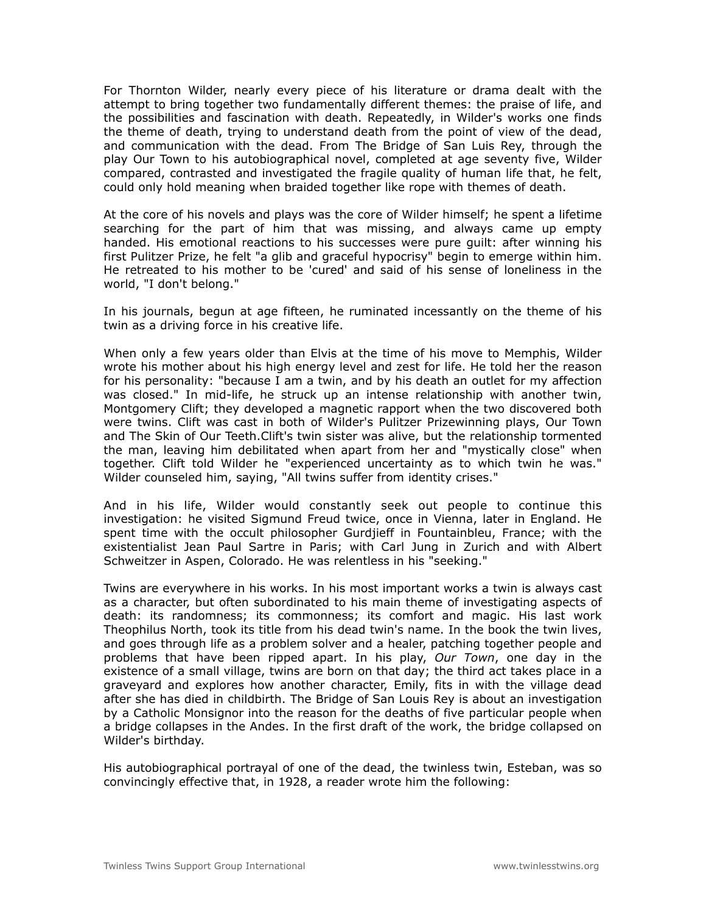For Thornton Wilder, nearly every piece of his literature or drama dealt with the attempt to bring together two fundamentally different themes: the praise of life, and the possibilities and fascination with death. Repeatedly, in Wilder's works one finds the theme of death, trying to understand death from the point of view of the dead, and communication with the dead. From The Bridge of San Luis Rey, through the play Our Town to his autobiographical novel, completed at age seventy five, Wilder compared, contrasted and investigated the fragile quality of human life that, he felt, could only hold meaning when braided together like rope with themes of death.

At the core of his novels and plays was the core of Wilder himself; he spent a lifetime searching for the part of him that was missing, and always came up empty handed. His emotional reactions to his successes were pure guilt: after winning his first Pulitzer Prize, he felt "a glib and graceful hypocrisy" begin to emerge within him. He retreated to his mother to be 'cured' and said of his sense of loneliness in the world, "I don't belong."

In his journals, begun at age fifteen, he ruminated incessantly on the theme of his twin as a driving force in his creative life.

When only a few years older than Elvis at the time of his move to Memphis, Wilder wrote his mother about his high energy level and zest for life. He told her the reason for his personality: "because I am a twin, and by his death an outlet for my affection was closed." In mid-life, he struck up an intense relationship with another twin, Montgomery Clift; they developed a magnetic rapport when the two discovered both were twins. Clift was cast in both of Wilder's Pulitzer Prizewinning plays, Our Town and The Skin of Our Teeth.Clift's twin sister was alive, but the relationship tormented the man, leaving him debilitated when apart from her and "mystically close" when together. Clift told Wilder he "experienced uncertainty as to which twin he was." Wilder counseled him, saying, "All twins suffer from identity crises."

And in his life, Wilder would constantly seek out people to continue this investigation: he visited Sigmund Freud twice, once in Vienna, later in England. He spent time with the occult philosopher Gurdjieff in Fountainbleu, France; with the existentialist Jean Paul Sartre in Paris; with Carl Jung in Zurich and with Albert Schweitzer in Aspen, Colorado. He was relentless in his "seeking."

Twins are everywhere in his works. In his most important works a twin is always cast as a character, but often subordinated to his main theme of investigating aspects of death: its randomness; its commonness; its comfort and magic. His last work Theophilus North, took its title from his dead twin's name. In the book the twin lives, and goes through life as a problem solver and a healer, patching together people and problems that have been ripped apart. In his play, *Our Town*, one day in the existence of a small village, twins are born on that day; the third act takes place in a graveyard and explores how another character, Emily, fits in with the village dead after she has died in childbirth. The Bridge of San Louis Rey is about an investigation by a Catholic Monsignor into the reason for the deaths of five particular people when a bridge collapses in the Andes. In the first draft of the work, the bridge collapsed on Wilder's birthday.

His autobiographical portrayal of one of the dead, the twinless twin, Esteban, was so convincingly effective that, in 1928, a reader wrote him the following: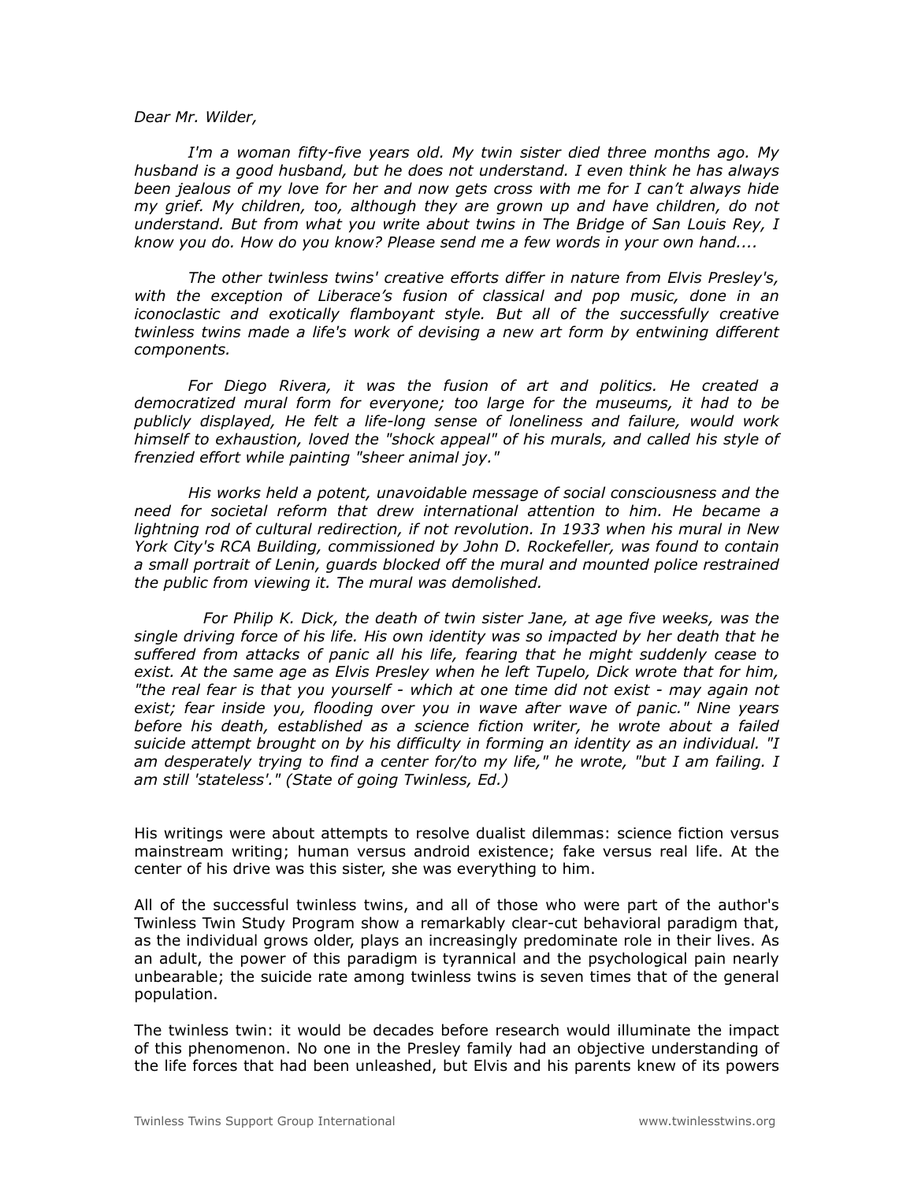*Dear Mr. Wilder,*

*I'm a woman fifty-five years old. My twin sister died three months ago. My husband is a good husband, but he does not understand. I even think he has always been jealous of my love for her and now gets cross with me for I can't always hide my grief. My children, too, although they are grown up and have children, do not understand. But from what you write about twins in The Bridge of San Louis Rey, I know you do. How do you know? Please send me a few words in your own hand....*

*The other twinless twins' creative efforts differ in nature from Elvis Presley's, with the exception of Liberace's fusion of classical and pop music, done in an iconoclastic and exotically flamboyant style. But all of the successfully creative twinless twins made a life's work of devising a new art form by entwining different components.*

*For Diego Rivera, it was the fusion of art and politics. He created a democratized mural form for everyone; too large for the museums, it had to be publicly displayed, He felt a life-long sense of loneliness and failure, would work himself to exhaustion, loved the "shock appeal" of his murals, and called his style of frenzied effort while painting "sheer animal joy."*

*His works held a potent, unavoidable message of social consciousness and the need for societal reform that drew international attention to him. He became a lightning rod of cultural redirection, if not revolution. In 1933 when his mural in New York City's RCA Building, commissioned by John D. Rockefeller, was found to contain a small portrait of Lenin, guards blocked off the mural and mounted police restrained the public from viewing it. The mural was demolished.*

*For Philip K. Dick, the death of twin sister Jane, at age five weeks, was the single driving force of his life. His own identity was so impacted by her death that he suffered from attacks of panic all his life, fearing that he might suddenly cease to exist. At the same age as Elvis Presley when he left Tupelo, Dick wrote that for him, "the real fear is that you yourself - which at one time did not exist - may again not exist; fear inside you, flooding over you in wave after wave of panic." Nine years before his death, established as a science fiction writer, he wrote about a failed suicide attempt brought on by his difficulty in forming an identity as an individual. "I am desperately trying to find a center for/to my life," he wrote, "but I am failing. I am still 'stateless'." (State of going Twinless, Ed.)*

His writings were about attempts to resolve dualist dilemmas: science fiction versus mainstream writing; human versus android existence; fake versus real life. At the center of his drive was this sister, she was everything to him.

All of the successful twinless twins, and all of those who were part of the author's Twinless Twin Study Program show a remarkably clear-cut behavioral paradigm that, as the individual grows older, plays an increasingly predominate role in their lives. As an adult, the power of this paradigm is tyrannical and the psychological pain nearly unbearable; the suicide rate among twinless twins is seven times that of the general population.

The twinless twin: it would be decades before research would illuminate the impact of this phenomenon. No one in the Presley family had an objective understanding of the life forces that had been unleashed, but Elvis and his parents knew of its powers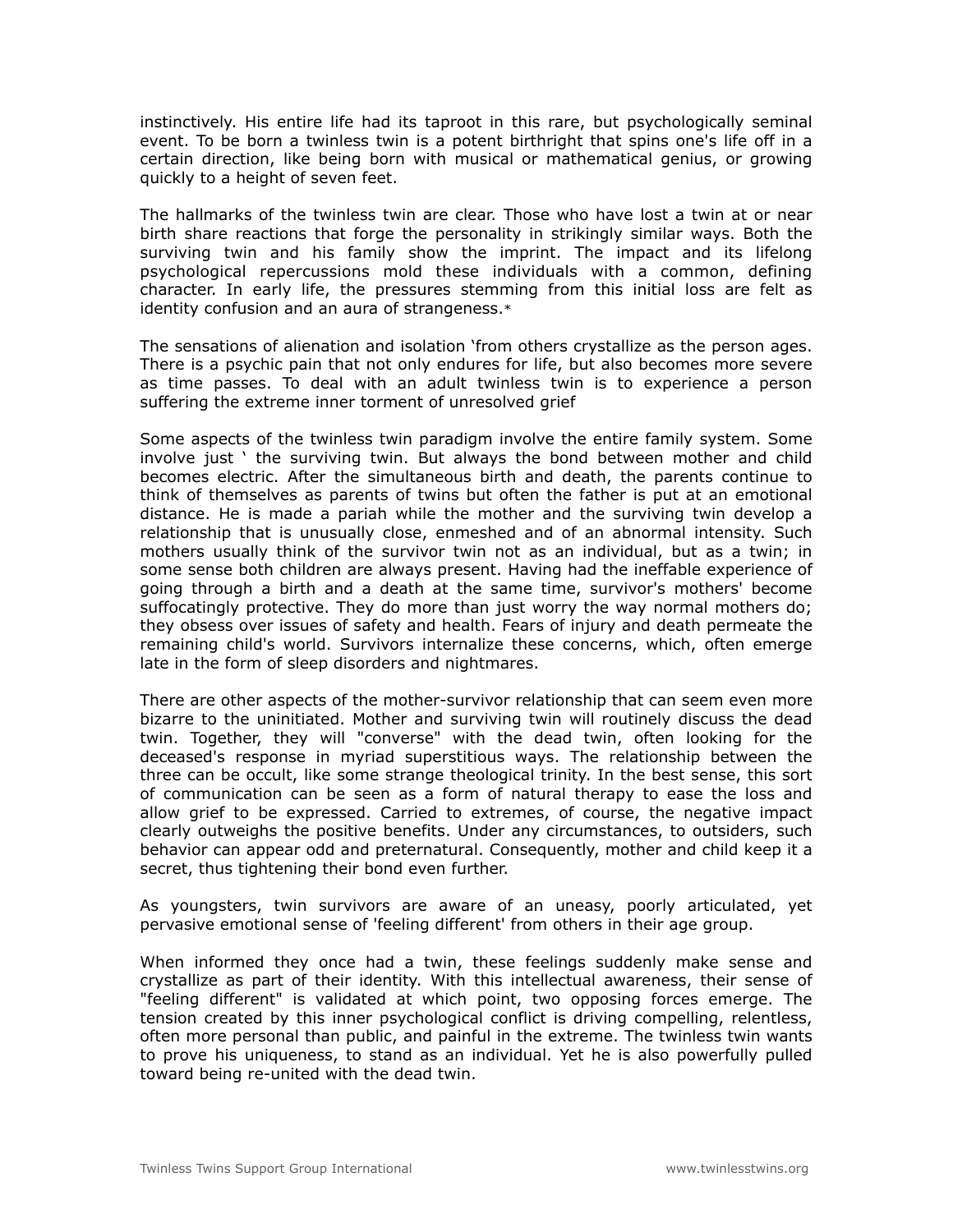instinctively. His entire life had its taproot in this rare, but psychologically seminal event. To be born a twinless twin is a potent birthright that spins one's life off in a certain direction, like being born with musical or mathematical genius, or growing quickly to a height of seven feet.

The hallmarks of the twinless twin are clear. Those who have lost a twin at or near birth share reactions that forge the personality in strikingly similar ways. Both the surviving twin and his family show the imprint. The impact and its lifelong psychological repercussions mold these individuals with a common, defining character. In early life, the pressures stemming from this initial loss are felt as identity confusion and an aura of strangeness.*

The sensations of alienation and isolation 'from others crystallize as the person ages. There is a psychic pain that not only endures for life, but also becomes more severe as time passes. To deal with an adult twinless twin is to experience a person suffering the extreme inner torment of unresolved grief

Some aspects of the twinless twin paradigm involve the entire family system. Some involve just ' the surviving twin. But always the bond between mother and child becomes electric. After the simultaneous birth and death, the parents continue to think of themselves as parents of twins but often the father is put at an emotional distance. He is made a pariah while the mother and the surviving twin develop a relationship that is unusually close, enmeshed and of an abnormal intensity. Such mothers usually think of the survivor twin not as an individual, but as a twin; in some sense both children are always present. Having had the ineffable experience of going through a birth and a death at the same time, survivor's mothers' become suffocatingly protective. They do more than just worry the way normal mothers do; they obsess over issues of safety and health. Fears of injury and death permeate the remaining child's world. Survivors internalize these concerns, which, often emerge late in the form of sleep disorders and nightmares.

There are other aspects of the mother-survivor relationship that can seem even more bizarre to the uninitiated. Mother and surviving twin will routinely discuss the dead twin. Together, they will "converse" with the dead twin, often looking for the deceased's response in myriad superstitious ways. The relationship between the three can be occult, like some strange theological trinity. In the best sense, this sort of communication can be seen as a form of natural therapy to ease the loss and allow grief to be expressed. Carried to extremes, of course, the negative impact clearly outweighs the positive benefits. Under any circumstances, to outsiders, such behavior can appear odd and preternatural. Consequently, mother and child keep it a secret, thus tightening their bond even further.

As youngsters, twin survivors are aware of an uneasy, poorly articulated, yet pervasive emotional sense of 'feeling different' from others in their age group.

When informed they once had a twin, these feelings suddenly make sense and crystallize as part of their identity. With this intellectual awareness, their sense of "feeling different" is validated at which point, two opposing forces emerge. The tension created by this inner psychological conflict is driving compelling, relentless, often more personal than public, and painful in the extreme. The twinless twin wants to prove his uniqueness, to stand as an individual. Yet he is also powerfully pulled toward being re-united with the dead twin.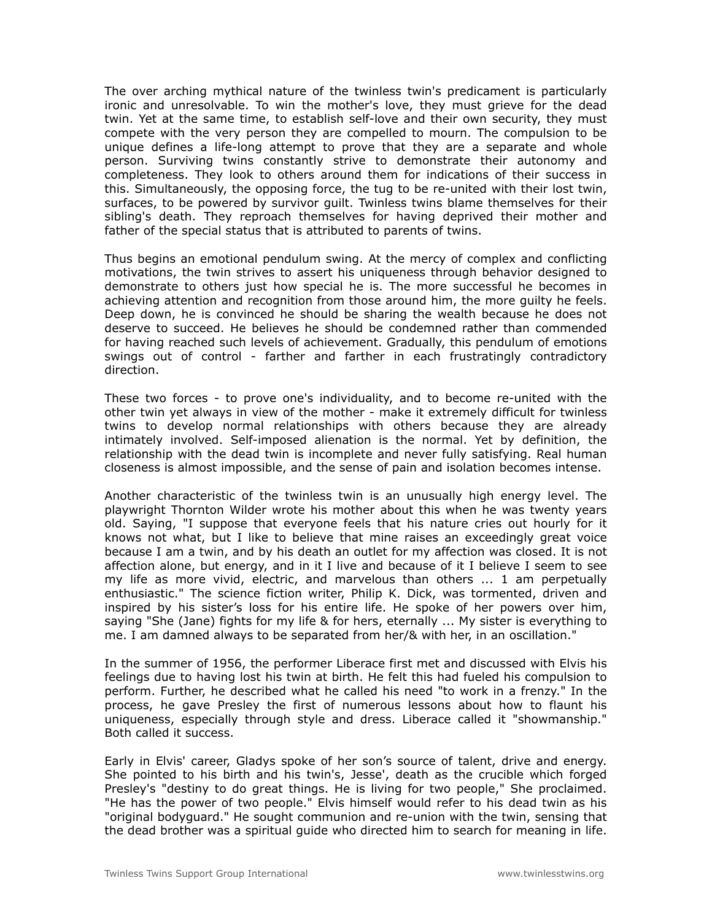The over arching mythical nature of the twinless twin's predicament is particularly ironic and unresolvable. To win the mother's love, they must grieve for the dead twin. Yet at the same time, to establish self-love and their own security, they must compete with the very person they are compelled to mourn. The compulsion to be unique defines a life-long attempt to prove that they are a separate and whole person. Surviving twins constantly strive to demonstrate their autonomy and completeness. They look to others around them for indications of their success in this. Simultaneously, the opposing force, the tug to be re-united with their lost twin, surfaces, to be powered by survivor guilt. Twinless twins blame themselves for their sibling's death. They reproach themselves for having deprived their mother and father of the special status that is attributed to parents of twins.

Thus begins an emotional pendulum swing. At the mercy of complex and conflicting motivations, the twin strives to assert his uniqueness through behavior designed to demonstrate to others just how special he is. The more successful he becomes in achieving attention and recognition from those around him, the more guilty he feels. Deep down, he is convinced he should be sharing the wealth because he does not deserve to succeed. He believes he should be condemned rather than commended for having reached such levels of achievement. Gradually, this pendulum of emotions swings out of control - farther and farther in each frustratingly contradictory direction.

These two forces - to prove one's individuality, and to become re-united with the other twin yet always in view of the mother - make it extremely difficult for twinless twins to develop normal relationships with others because they are already intimately involved. Self-imposed alienation is the normal. Yet by definition, the relationship with the dead twin is incomplete and never fully satisfying. Real human closeness is almost impossible, and the sense of pain and isolation becomes intense.

Another characteristic of the twinless twin is an unusually high energy level. The playwright Thornton Wilder wrote his mother about this when he was twenty years old. Saying, "I suppose that everyone feels that his nature cries out hourly for it knows not what, but I like to believe that mine raises an exceedingly great voice because I am a twin, and by his death an outlet for my affection was closed. It is not affection alone, but energy, and in it I live and because of it I believe I seem to see my life as more vivid, electric, and marvelous than others ... 1 am perpetually enthusiastic." The science fiction writer, Philip K. Dick, was tormented, driven and inspired by his sister's loss for his entire life. He spoke of her powers over him, saying "She (Jane) fights for my life & for hers, eternally ... My sister is everything to me. I am damned always to be separated from her/& with her, in an oscillation."

In the summer of 1956, the performer Liberace first met and discussed with Elvis his feelings due to having lost his twin at birth. He felt this had fueled his compulsion to perform. Further, he described what he called his need "to work in a frenzy." In the process, he gave Presley the first of numerous lessons about how to flaunt his uniqueness, especially through style and dress. Liberace called it "showmanship." Both called it success.

Early in Elvis' career, Gladys spoke of her son's source of talent, drive and energy. She pointed to his birth and his twin's, Jesse', death as the crucible which forged Presley's "destiny to do great things. He is living for two people," She proclaimed. "He has the power of two people." Elvis himself would refer to his dead twin as his "original bodyguard." He sought communion and re-union with the twin, sensing that the dead brother was a spiritual guide who directed him to search for meaning in life.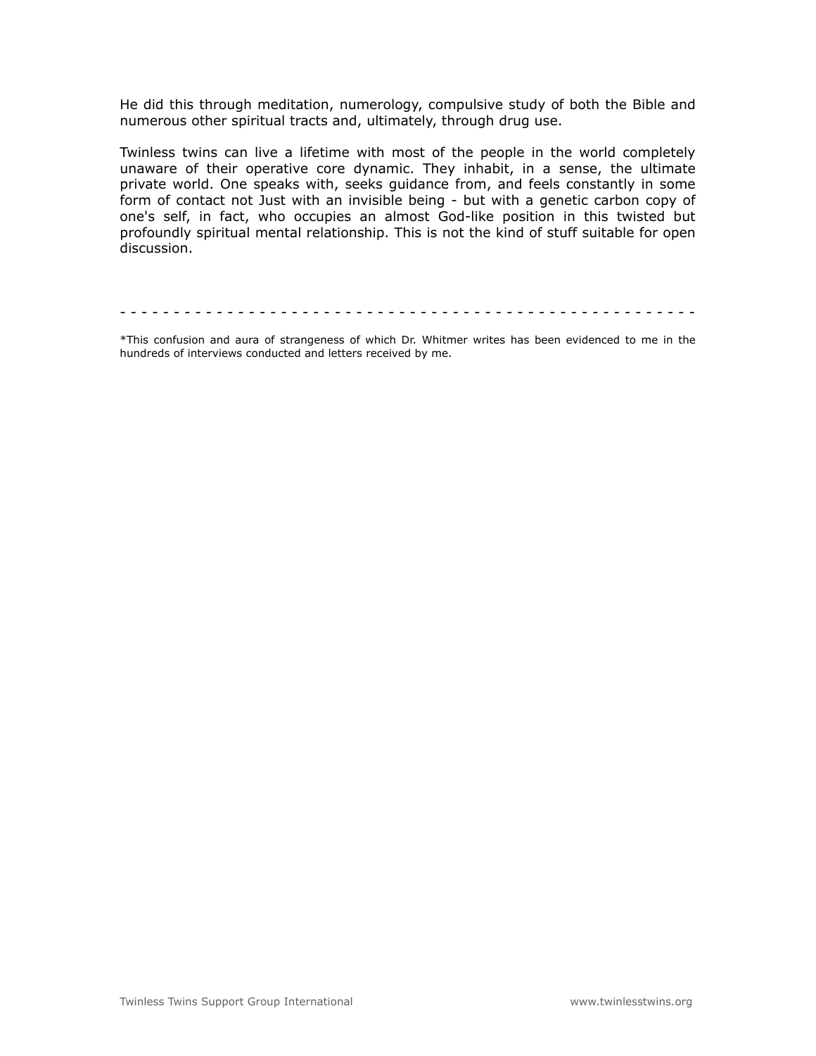He did this through meditation, numerology, compulsive study of both the Bible and numerous other spiritual tracts and, ultimately, through drug use.

Twinless twins can live a lifetime with most of the people in the world completely unaware of their operative core dynamic. They inhabit, in a sense, the ultimate private world. One speaks with, seeks guidance from, and feels constantly in some form of contact not Just with an invisible being - but with a genetic carbon copy of one's self, in fact, who occupies an almost God-like position in this twisted but profoundly spiritual mental relationship. This is not the kind of stuff suitable for open discussion.

- - - - - - - - - - - - - - - - - - - - - - - - - - - - - - - - - - - - - - - - - - - - - - - - - - - -

*This confusion and aura of strangeness of which Dr. Whitmer writes has been evidenced to me in the hundreds of interviews conducted and letters received by me.